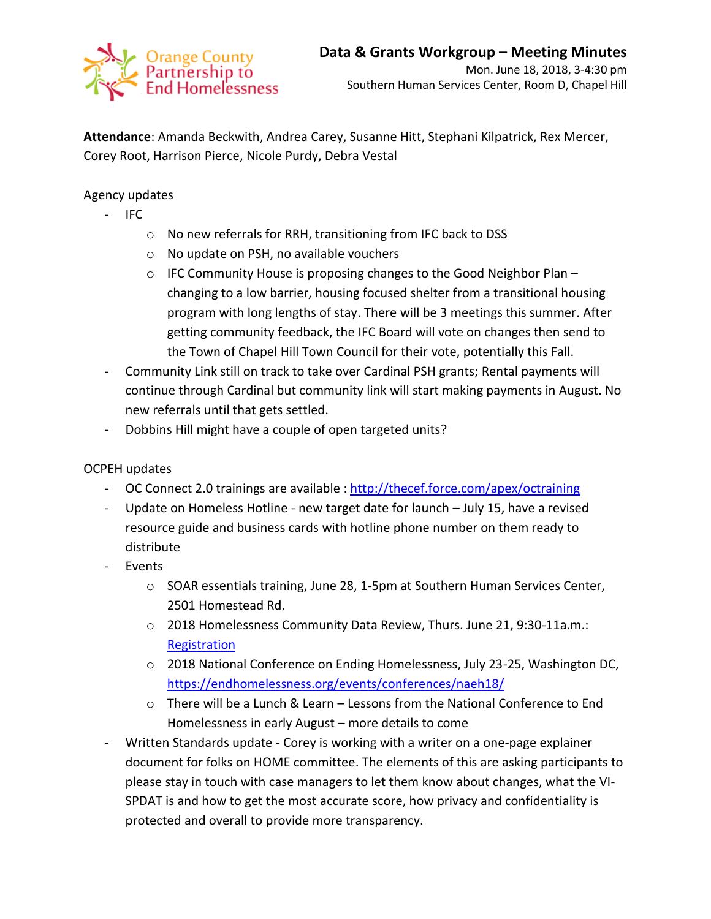Orange County Partnership to End Homelessness

# Data & Grants Workgroup – Meeting Minutes

Mon. June 18, 2018, 3-4:30 pm
Southern Human Services Center, Room D, Chapel Hill

**Attendance**: Amanda Beckwith, Andrea Carey, Susanne Hitt, Stephani Kilpatrick, Rex Mercer, Corey Root, Harrison Pierce, Nicole Purdy, Debra Vestal

Agency updates

- IFC
  - No new referrals for RRH, transitioning from IFC back to DSS
  - No update on PSH, no available vouchers
  - IFC Community House is proposing changes to the Good Neighbor Plan – changing to a low barrier, housing focused shelter from a transitional housing program with long lengths of stay. There will be 3 meetings this summer. After getting community feedback, the IFC Board will vote on changes then send to the Town of Chapel Hill Town Council for their vote, potentially this Fall.
- Community Link still on track to take over Cardinal PSH grants; Rental payments will continue through Cardinal but community link will start making payments in August. No new referrals until that gets settled.
- Dobbins Hill might have a couple of open targeted units?

OCPEH updates

- OC Connect 2.0 trainings are available : [http://thecef.force.com/apex/octraining](http://thecef.force.com/apex/octraining)
- Update on Homeless Hotline - new target date for launch – July 15, have a revised resource guide and business cards with hotline phone number on them ready to distribute
- Events
  - SOAR essentials training, June 28, 1-5pm at Southern Human Services Center, 2501 Homestead Rd.
  - 2018 Homelessness Community Data Review, Thurs. June 21, 9:30-11a.m.: Registration
  - 2018 National Conference on Ending Homelessness, July 23-25, Washington DC, [https://endhomelessness.org/events/conferences/naeh18/](https://endhomelessness.org/events/conferences/naeh18/)
  - There will be a Lunch & Learn – Lessons from the National Conference to End Homelessness in early August – more details to come
- Written Standards update - Corey is working with a writer on a one-page explainer document for folks on HOME committee. The elements of this are asking participants to please stay in touch with case managers to let them know about changes, what the VI-SPDAT is and how to get the most accurate score, how privacy and confidentiality is protected and overall to provide more transparency.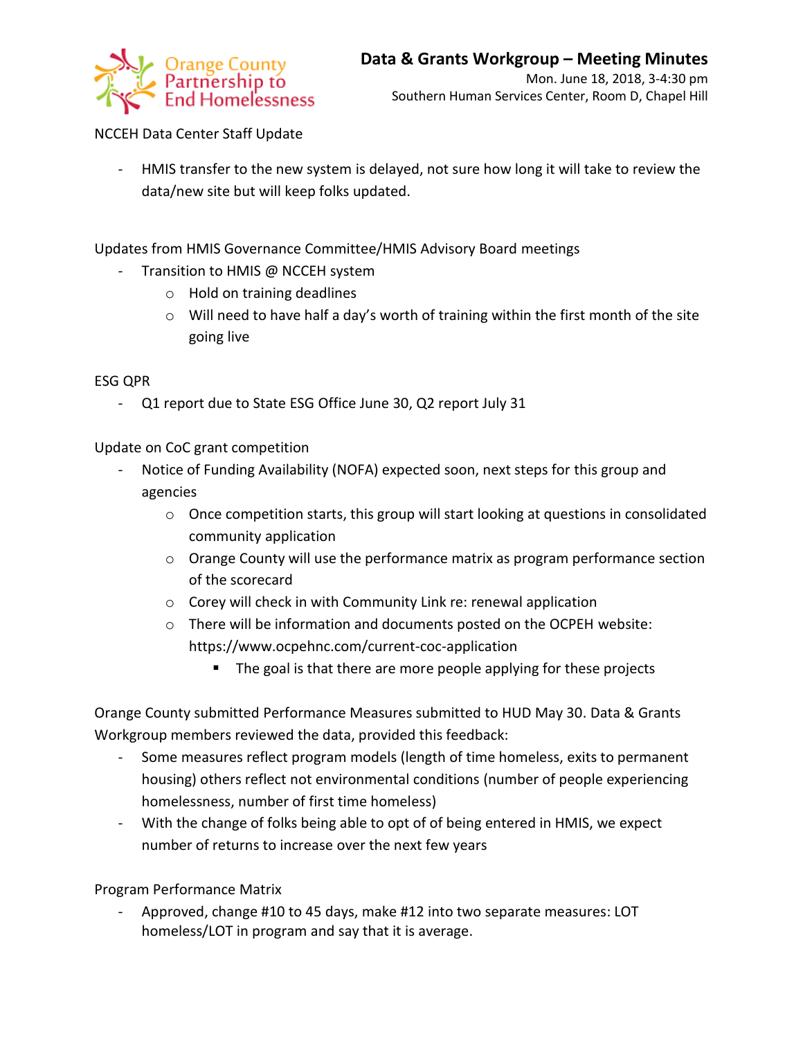Orange County Partnership to End Homelessness

# Data & Grants Workgroup – Meeting Minutes

Mon. June 18, 2018, 3-4:30 pm
Southern Human Services Center, Room D, Chapel Hill

NCCEH Data Center Staff Update

- HMIS transfer to the new system is delayed, not sure how long it will take to review the data/new site but will keep folks updated.

Updates from HMIS Governance Committee/HMIS Advisory Board meetings

- Transition to HMIS @ NCCEH system
    - Hold on training deadlines
    - Will need to have half a day's worth of training within the first month of the site going live

ESG QPR

- Q1 report due to State ESG Office June 30, Q2 report July 31

Update on CoC grant competition

- Notice of Funding Availability (NOFA) expected soon, next steps for this group and agencies
    - Once competition starts, this group will start looking at questions in consolidated community application
    - Orange County will use the performance matrix as program performance section of the scorecard
    - Corey will check in with Community Link re: renewal application
    - There will be information and documents posted on the OCPEH website: https://www.ocpehnc.com/current-coc-application
        - The goal is that there are more people applying for these projects

Orange County submitted Performance Measures submitted to HUD May 30. Data & Grants Workgroup members reviewed the data, provided this feedback:

- Some measures reflect program models (length of time homeless, exits to permanent housing) others reflect not environmental conditions (number of people experiencing homelessness, number of first time homeless)
- With the change of folks being able to opt of of being entered in HMIS, we expect number of returns to increase over the next few years

Program Performance Matrix

- Approved, change #10 to 45 days, make #12 into two separate measures: LOT homeless/LOT in program and say that it is average.